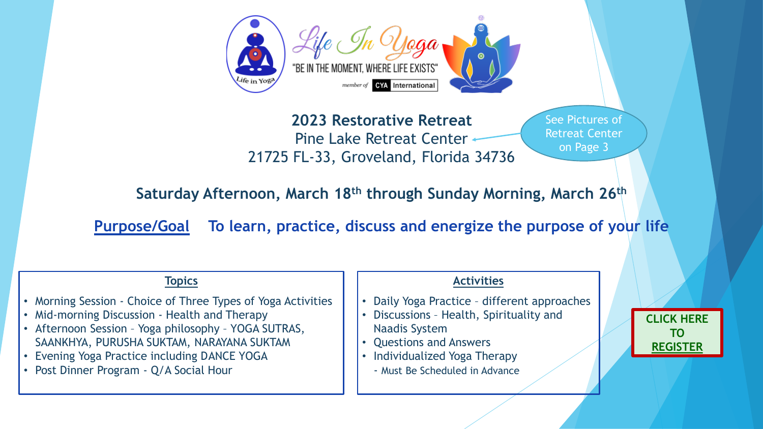Life In Yoga

"BE IN THE MOMENT, WHERE LIFE EXISTS"

member of CYA International

# 2023 Restorative Retreat

Pine Lake Retreat Center

21725 FL-33, Groveland, Florida 34736

See Pictures of Retreat Center on Page 3

**Saturday Afternoon, March 18th through Sunday Morning, March 26th**

**Purpose/Goal** To learn, practice, discuss and energize the purpose of your life

## Topics

- Morning Session - Choice of Three Types of Yoga Activities
- Mid-morning Discussion - Health and Therapy
- Afternoon Session – Yoga philosophy – YOGA SUTRAS, SAANKHYA, PURUSHA SUKTAM, NARAYANA SUKTAM
- Evening Yoga Practice including DANCE YOGA
- Post Dinner Program - Q/A Social Hour

## Activities

- Daily Yoga Practice – different approaches
- Discussions – Health, Spirituality and Naadis System
- Questions and Answers
- Individualized Yoga Therapy
  - Must Be Scheduled in Advance

**CLICK HERE TO REGISTER**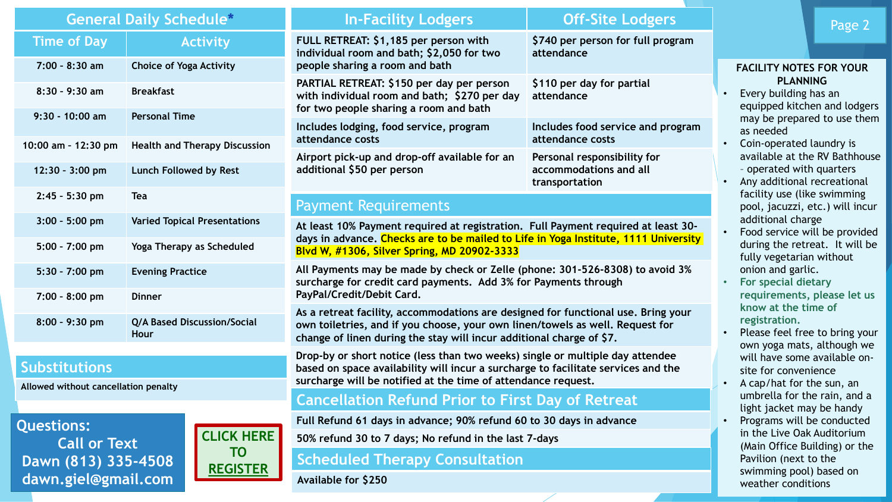## General Daily Schedule*

| Time of Day | Activity |
| --- | --- |
| 7:00 - 8:30 am | Choice of Yoga Activity |
| 8:30 - 9:30 am | Breakfast |
| 9:30 - 10:00 am | Personal Time |
| 10:00 am - 12:30 pm | Health and Therapy Discussion |
| 12:30 - 3:00 pm | Lunch Followed by Rest |
| 2:45 - 5:30 pm | Tea |
| 3:00 - 5:00 pm | Varied Topical Presentations |
| 5:00 - 7:00 pm | Yoga Therapy as Scheduled |
| 5:30 - 7:00 pm | Evening Practice |
| 7:00 - 8:00 pm | Dinner |
| 8:00 - 9:30 pm | Q/A Based Discussion/Social Hour |

## Substitutions

Allowed without cancellation penalty

**Questions:**
**Call or Text**
**Dawn (813) 335-4508**
**dawn.giel@gmail.com**

**CLICK HERE TO REGISTER**

| In-Facility Lodgers | Off-Site Lodgers |
| --- | --- |
| FULL RETREAT: $1,185 per person with individual room and bath; $2,050 for two people sharing a room and bath | $740 per person for full program attendance |
| PARTIAL RETREAT: $150 per day per person with individual room and bath; $270 per day for two people sharing a room and bath | $110 per day for partial attendance |
| Includes lodging, food service, program attendance costs | Includes food service and program attendance costs |
| Airport pick-up and drop-off available for an additional $50 per person | Personal responsibility for accommodations and all transportation |

## Payment Requirements

At least 10% Payment required at registration. Full Payment required at least 30-days in advance. Checks are to be mailed to Life in Yoga Institute, 1111 University Blvd W, #1306, Silver Spring, MD 20902-3333

All Payments may be made by check or Zelle (phone: 301-526-8308) to avoid 3% surcharge for credit card payments. Add 3% for Payments through PayPal/Credit/Debit Card.

As a retreat facility, accommodations are designed for functional use. Bring your own toiletries, and if you choose, your own linen/towels as well. Request for change of linen during the stay will incur additional charge of $7.

Drop-by or short notice (less than two weeks) single or multiple day attendee based on space availability will incur a surcharge to facilitate services and the surcharge will be notified at the time of attendance request.

## Cancellation Refund Prior to First Day of Retreat

Full Refund 61 days in advance; 90% refund 60 to 30 days in advance

50% refund 30 to 7 days; No refund in the last 7-days

## Scheduled Therapy Consultation

Available for $250

### FACILITY NOTES FOR YOUR PLANNING

- Every building has an equipped kitchen and lodgers may be prepared to use them as needed
- Coin-operated laundry is available at the RV Bathhouse - operated with quarters
- Any additional recreational facility use (like swimming pool, jacuzzi, etc.) will incur additional charge
- Food service will be provided during the retreat. It will be fully vegetarian without onion and garlic.
- **For special dietary requirements, please let us know at the time of registration.**
- Please feel free to bring your own yoga mats, although we will have some available on-site for convenience
- A cap/hat for the sun, an umbrella for the rain, and a light jacket may be handy
- Programs will be conducted in the Live Oak Auditorium (Main Office Building) or the Pavilion (next to the swimming pool) based on weather conditions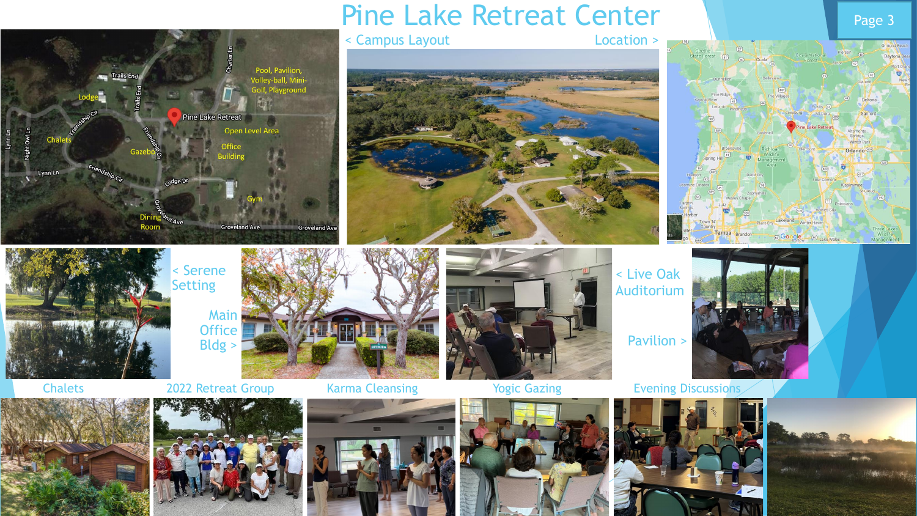# Pine Lake Retreat Center

< Campus Layout

Location >

Trails End

Lodge

Friendship Cir

Chalets

Lynn Ln

Night Owl Ln

Trails End

Charter Ln

Pool, Pavilion, Volley-ball, Mini-Golf, Playground

Pine Lake Retreat

Open Level Area

Office Building

Gazebo

Friendship Cir

Lodge Dr

Gym

Groveland Ave

Dining Room

Groveland Ave

Groveland Ave

< Serene Setting

Main Office Bldg >

< Live Oak Auditorium

Pavilion >

Chalets

2022 Retreat Group

Karma Cleansing

Yogic Gazing

Evening Discussions